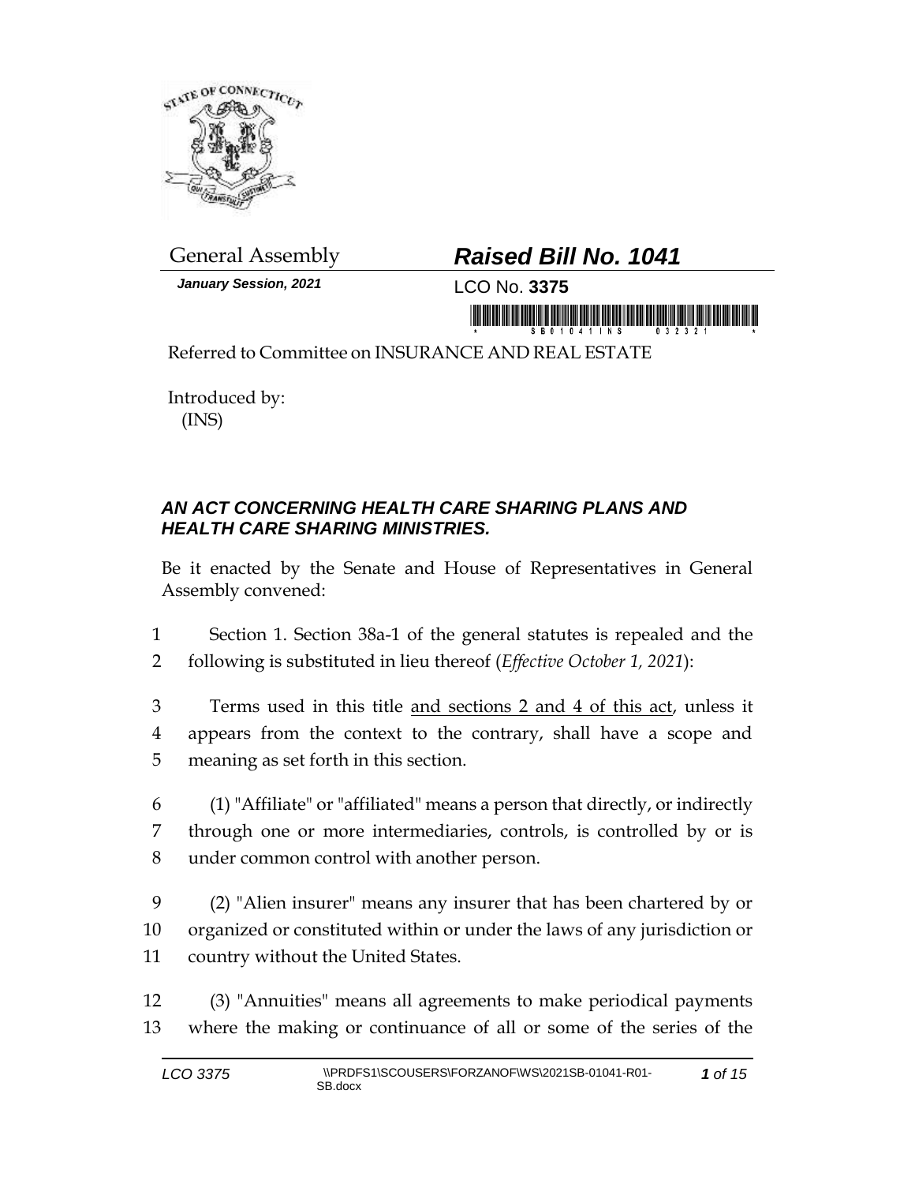General Assembly

# Raised Bill No. 1041

*January Session, 2021*

LCO No. **3375**

Referred to Committee on INSURANCE AND REAL ESTATE

Introduced by:
(INS)

## *AN ACT CONCERNING HEALTH CARE SHARING PLANS AND HEALTH CARE SHARING MINISTRIES.*

Be it enacted by the Senate and House of Representatives in General Assembly convened:

1 Section 1. Section 38a-1 of the general statutes is repealed and the
2 following is substituted in lieu thereof (*Effective October 1, 2021*):

3 Terms used in this title <u>and sections 2 and 4 of this act</u>, unless it
4 appears from the context to the contrary, shall have a scope and
5 meaning as set forth in this section.

6 (1) "Affiliate" or "affiliated" means a person that directly, or indirectly
7 through one or more intermediaries, controls, is controlled by or is
8 under common control with another person.

9 (2) "Alien insurer" means any insurer that has been chartered by or
10 organized or constituted within or under the laws of any jurisdiction or
11 country without the United States.

12 (3) "Annuities" means all agreements to make periodical payments
13 where the making or continuance of all or some of the series of the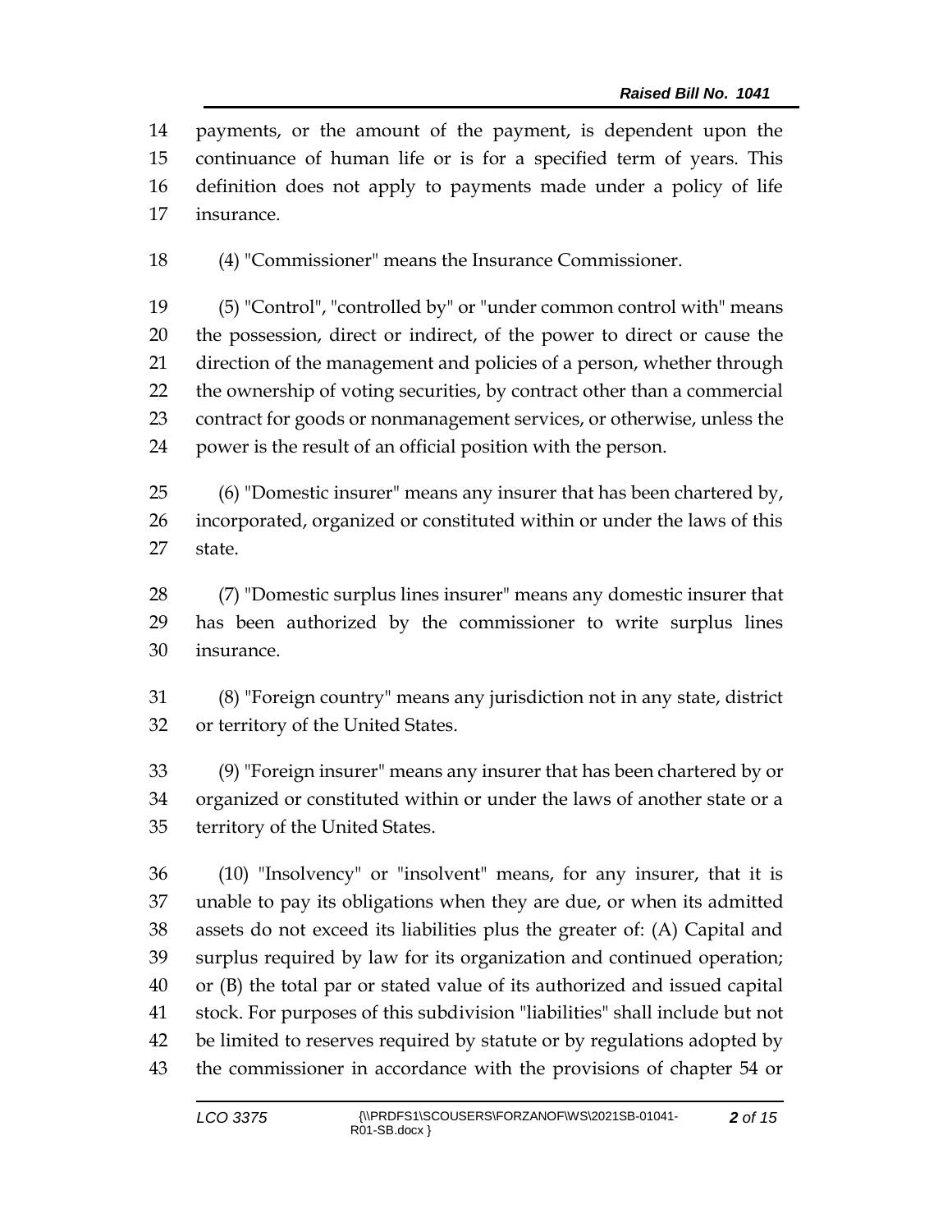payments, or the amount of the payment, is dependent upon the continuance of human life or is for a specified term of years. This definition does not apply to payments made under a policy of life insurance.

(4) "Commissioner" means the Insurance Commissioner.

(5) "Control", "controlled by" or "under common control with" means the possession, direct or indirect, of the power to direct or cause the direction of the management and policies of a person, whether through the ownership of voting securities, by contract other than a commercial contract for goods or nonmanagement services, or otherwise, unless the power is the result of an official position with the person.

(6) "Domestic insurer" means any insurer that has been chartered by, incorporated, organized or constituted within or under the laws of this state.

(7) "Domestic surplus lines insurer" means any domestic insurer that has been authorized by the commissioner to write surplus lines insurance.

(8) "Foreign country" means any jurisdiction not in any state, district or territory of the United States.

(9) "Foreign insurer" means any insurer that has been chartered by or organized or constituted within or under the laws of another state or a territory of the United States.

(10) "Insolvency" or "insolvent" means, for any insurer, that it is unable to pay its obligations when they are due, or when its admitted assets do not exceed its liabilities plus the greater of: (A) Capital and surplus required by law for its organization and continued operation; or (B) the total par or stated value of its authorized and issued capital stock. For purposes of this subdivision "liabilities" shall include but not be limited to reserves required by statute or by regulations adopted by the commissioner in accordance with the provisions of chapter 54 or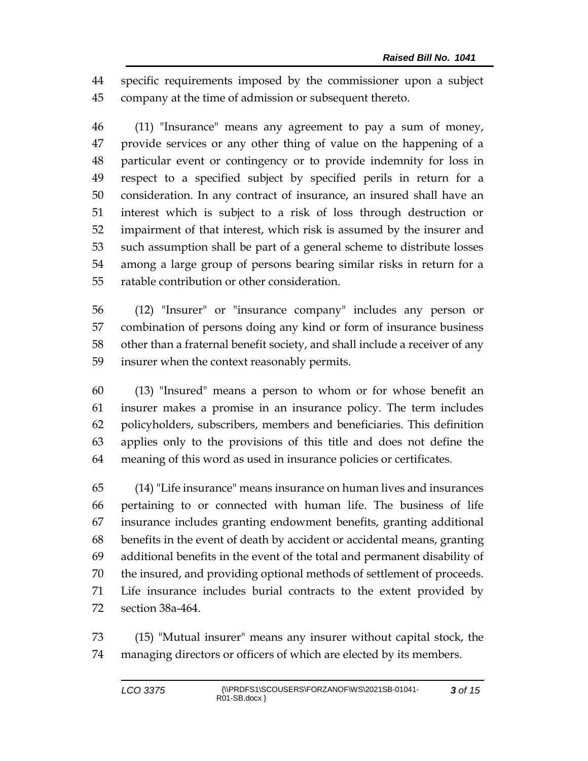specific requirements imposed by the commissioner upon a subject company at the time of admission or subsequent thereto.

(11) "Insurance" means any agreement to pay a sum of money, provide services or any other thing of value on the happening of a particular event or contingency or to provide indemnity for loss in respect to a specified subject by specified perils in return for a consideration. In any contract of insurance, an insured shall have an interest which is subject to a risk of loss through destruction or impairment of that interest, which risk is assumed by the insurer and such assumption shall be part of a general scheme to distribute losses among a large group of persons bearing similar risks in return for a ratable contribution or other consideration.

(12) "Insurer" or "insurance company" includes any person or combination of persons doing any kind or form of insurance business other than a fraternal benefit society, and shall include a receiver of any insurer when the context reasonably permits.

(13) "Insured" means a person to whom or for whose benefit an insurer makes a promise in an insurance policy. The term includes policyholders, subscribers, members and beneficiaries. This definition applies only to the provisions of this title and does not define the meaning of this word as used in insurance policies or certificates.

(14) "Life insurance" means insurance on human lives and insurances pertaining to or connected with human life. The business of life insurance includes granting endowment benefits, granting additional benefits in the event of death by accident or accidental means, granting additional benefits in the event of the total and permanent disability of the insured, and providing optional methods of settlement of proceeds. Life insurance includes burial contracts to the extent provided by section 38a-464.

(15) "Mutual insurer" means any insurer without capital stock, the managing directors or officers of which are elected by its members.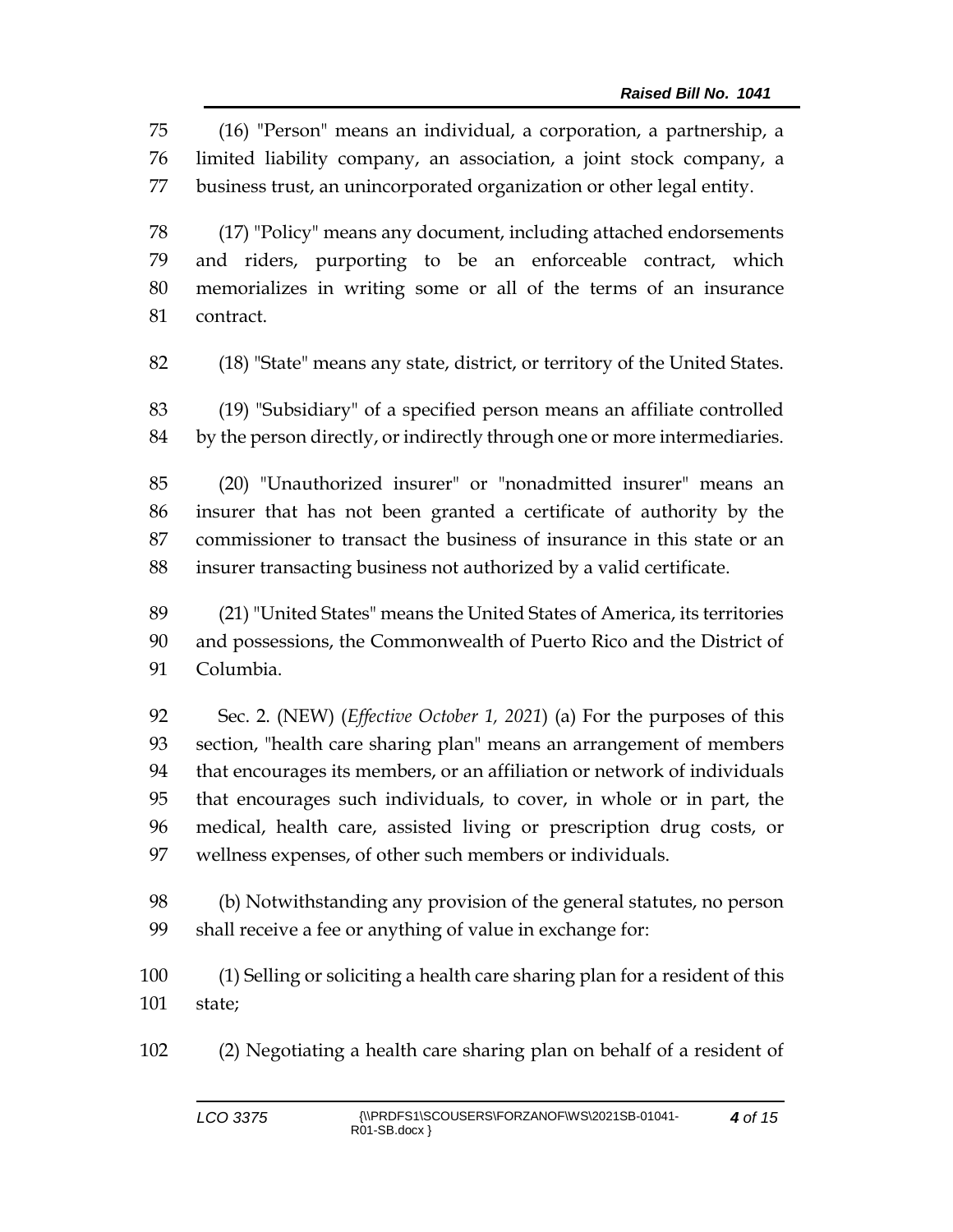(16) "Person" means an individual, a corporation, a partnership, a limited liability company, an association, a joint stock company, a business trust, an unincorporated organization or other legal entity.

(17) "Policy" means any document, including attached endorsements and riders, purporting to be an enforceable contract, which memorializes in writing some or all of the terms of an insurance contract.

(18) "State" means any state, district, or territory of the United States.

(19) "Subsidiary" of a specified person means an affiliate controlled by the person directly, or indirectly through one or more intermediaries.

(20) "Unauthorized insurer" or "nonadmitted insurer" means an insurer that has not been granted a certificate of authority by the commissioner to transact the business of insurance in this state or an insurer transacting business not authorized by a valid certificate.

(21) "United States" means the United States of America, its territories and possessions, the Commonwealth of Puerto Rico and the District of Columbia.

Sec. 2. (NEW) (*Effective October 1, 2021*) (a) For the purposes of this section, "health care sharing plan" means an arrangement of members that encourages its members, or an affiliation or network of individuals that encourages such individuals, to cover, in whole or in part, the medical, health care, assisted living or prescription drug costs, or wellness expenses, of other such members or individuals.

(b) Notwithstanding any provision of the general statutes, no person shall receive a fee or anything of value in exchange for:

(1) Selling or soliciting a health care sharing plan for a resident of this state;

(2) Negotiating a health care sharing plan on behalf of a resident of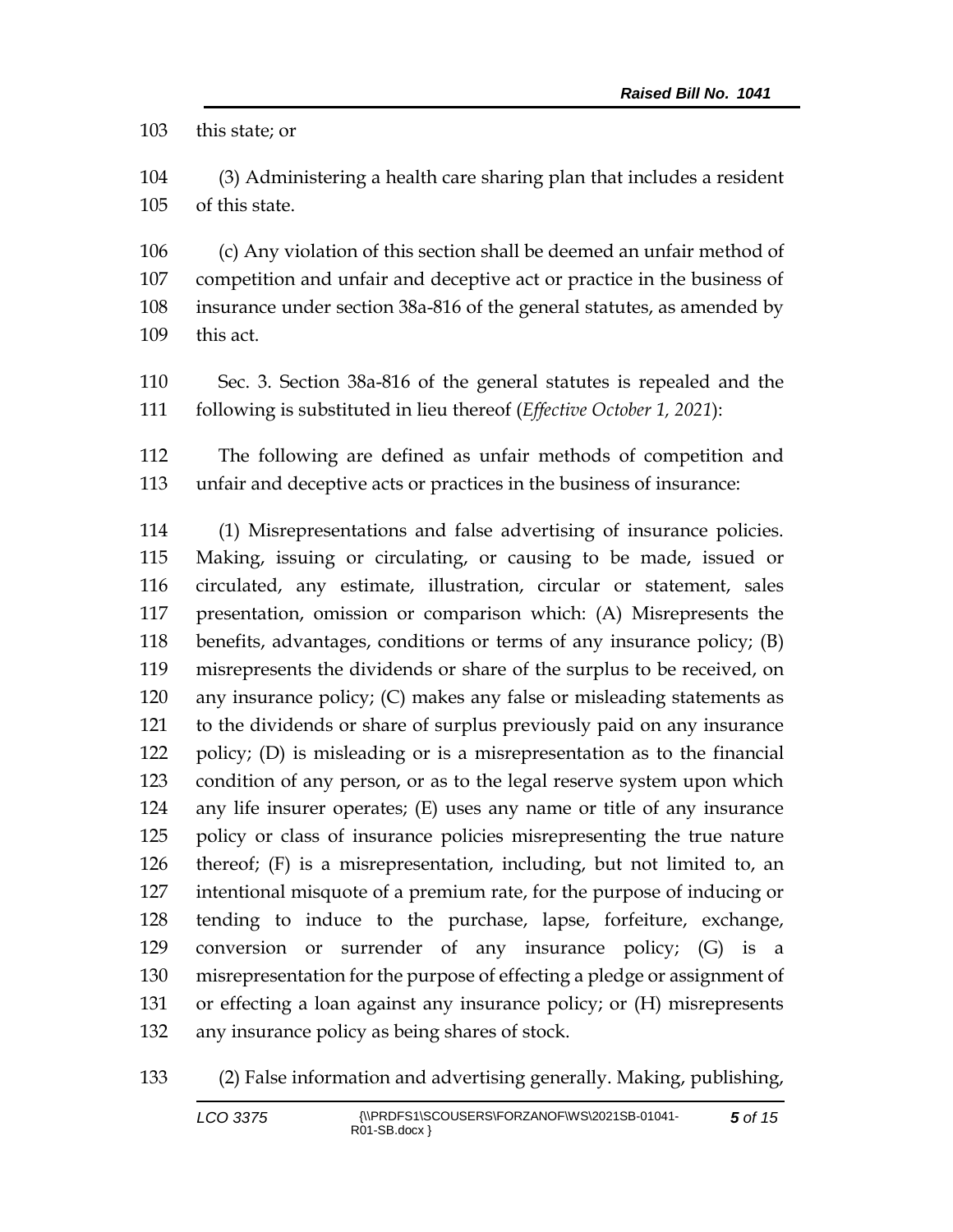this state; or

(3) Administering a health care sharing plan that includes a resident of this state.

(c) Any violation of this section shall be deemed an unfair method of competition and unfair and deceptive act or practice in the business of insurance under section 38a-816 of the general statutes, as amended by this act.

Sec. 3. Section 38a-816 of the general statutes is repealed and the following is substituted in lieu thereof (*Effective October 1, 2021*):

The following are defined as unfair methods of competition and unfair and deceptive acts or practices in the business of insurance:

(1) Misrepresentations and false advertising of insurance policies. Making, issuing or circulating, or causing to be made, issued or circulated, any estimate, illustration, circular or statement, sales presentation, omission or comparison which: (A) Misrepresents the benefits, advantages, conditions or terms of any insurance policy; (B) misrepresents the dividends or share of the surplus to be received, on any insurance policy; (C) makes any false or misleading statements as to the dividends or share of surplus previously paid on any insurance policy; (D) is misleading or is a misrepresentation as to the financial condition of any person, or as to the legal reserve system upon which any life insurer operates; (E) uses any name or title of any insurance policy or class of insurance policies misrepresenting the true nature thereof; (F) is a misrepresentation, including, but not limited to, an intentional misquote of a premium rate, for the purpose of inducing or tending to induce to the purchase, lapse, forfeiture, exchange, conversion or surrender of any insurance policy; (G) is a misrepresentation for the purpose of effecting a pledge or assignment of or effecting a loan against any insurance policy; or (H) misrepresents any insurance policy as being shares of stock.

(2) False information and advertising generally. Making, publishing,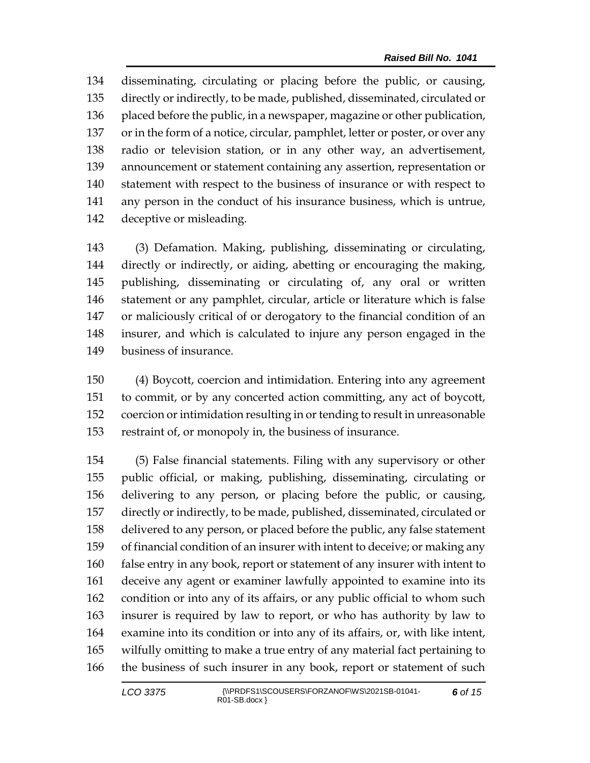disseminating, circulating or placing before the public, or causing, directly or indirectly, to be made, published, disseminated, circulated or placed before the public, in a newspaper, magazine or other publication, or in the form of a notice, circular, pamphlet, letter or poster, or over any radio or television station, or in any other way, an advertisement, announcement or statement containing any assertion, representation or statement with respect to the business of insurance or with respect to any person in the conduct of his insurance business, which is untrue, deceptive or misleading.

(3) Defamation. Making, publishing, disseminating or circulating, directly or indirectly, or aiding, abetting or encouraging the making, publishing, disseminating or circulating of, any oral or written statement or any pamphlet, circular, article or literature which is false or maliciously critical of or derogatory to the financial condition of an insurer, and which is calculated to injure any person engaged in the business of insurance.

(4) Boycott, coercion and intimidation. Entering into any agreement to commit, or by any concerted action committing, any act of boycott, coercion or intimidation resulting in or tending to result in unreasonable restraint of, or monopoly in, the business of insurance.

(5) False financial statements. Filing with any supervisory or other public official, or making, publishing, disseminating, circulating or delivering to any person, or placing before the public, or causing, directly or indirectly, to be made, published, disseminated, circulated or delivered to any person, or placed before the public, any false statement of financial condition of an insurer with intent to deceive; or making any false entry in any book, report or statement of any insurer with intent to deceive any agent or examiner lawfully appointed to examine into its condition or into any of its affairs, or any public official to whom such insurer is required by law to report, or who has authority by law to examine into its condition or into any of its affairs, or, with like intent, wilfully omitting to make a true entry of any material fact pertaining to the business of such insurer in any book, report or statement of such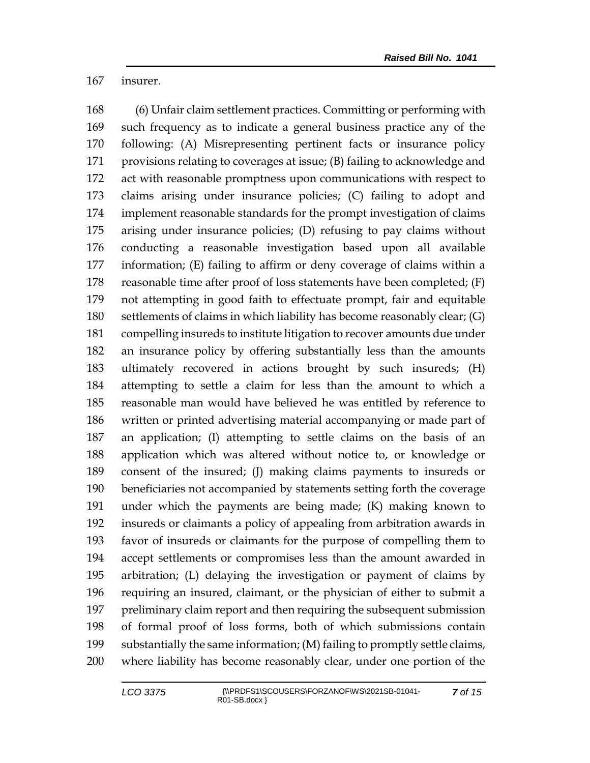insurer.

(6) Unfair claim settlement practices. Committing or performing with such frequency as to indicate a general business practice any of the following: (A) Misrepresenting pertinent facts or insurance policy provisions relating to coverages at issue; (B) failing to acknowledge and act with reasonable promptness upon communications with respect to claims arising under insurance policies; (C) failing to adopt and implement reasonable standards for the prompt investigation of claims arising under insurance policies; (D) refusing to pay claims without conducting a reasonable investigation based upon all available information; (E) failing to affirm or deny coverage of claims within a reasonable time after proof of loss statements have been completed; (F) not attempting in good faith to effectuate prompt, fair and equitable settlements of claims in which liability has become reasonably clear; (G) compelling insureds to institute litigation to recover amounts due under an insurance policy by offering substantially less than the amounts ultimately recovered in actions brought by such insureds; (H) attempting to settle a claim for less than the amount to which a reasonable man would have believed he was entitled by reference to written or printed advertising material accompanying or made part of an application; (I) attempting to settle claims on the basis of an application which was altered without notice to, or knowledge or consent of the insured; (J) making claims payments to insureds or beneficiaries not accompanied by statements setting forth the coverage under which the payments are being made; (K) making known to insureds or claimants a policy of appealing from arbitration awards in favor of insureds or claimants for the purpose of compelling them to accept settlements or compromises less than the amount awarded in arbitration; (L) delaying the investigation or payment of claims by requiring an insured, claimant, or the physician of either to submit a preliminary claim report and then requiring the subsequent submission of formal proof of loss forms, both of which submissions contain substantially the same information; (M) failing to promptly settle claims, where liability has become reasonably clear, under one portion of the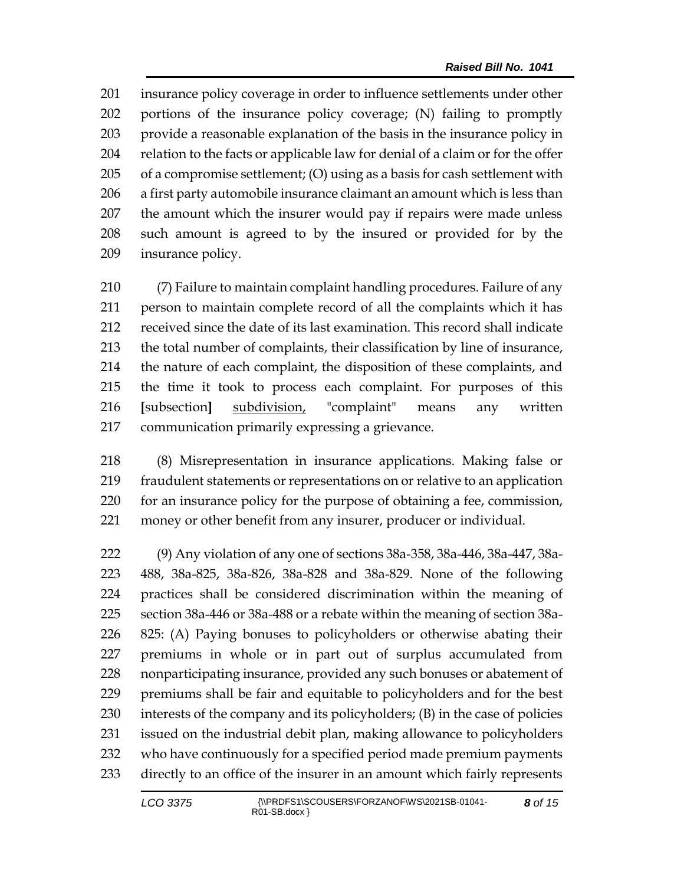insurance policy coverage in order to influence settlements under other portions of the insurance policy coverage; (N) failing to promptly provide a reasonable explanation of the basis in the insurance policy in relation to the facts or applicable law for denial of a claim or for the offer of a compromise settlement; (O) using as a basis for cash settlement with a first party automobile insurance claimant an amount which is less than the amount which the insurer would pay if repairs were made unless such amount is agreed to by the insured or provided for by the insurance policy.

(7) Failure to maintain complaint handling procedures. Failure of any person to maintain complete record of all the complaints which it has received since the date of its last examination. This record shall indicate the total number of complaints, their classification by line of insurance, the nature of each complaint, the disposition of these complaints, and the time it took to process each complaint. For purposes of this [subsection] subdivision, "complaint" means any written communication primarily expressing a grievance.

(8) Misrepresentation in insurance applications. Making false or fraudulent statements or representations on or relative to an application for an insurance policy for the purpose of obtaining a fee, commission, money or other benefit from any insurer, producer or individual.

(9) Any violation of any one of sections 38a-358, 38a-446, 38a-447, 38a-488, 38a-825, 38a-826, 38a-828 and 38a-829. None of the following practices shall be considered discrimination within the meaning of section 38a-446 or 38a-488 or a rebate within the meaning of section 38a-825: (A) Paying bonuses to policyholders or otherwise abating their premiums in whole or in part out of surplus accumulated from nonparticipating insurance, provided any such bonuses or abatement of premiums shall be fair and equitable to policyholders and for the best interests of the company and its policyholders; (B) in the case of policies issued on the industrial debit plan, making allowance to policyholders who have continuously for a specified period made premium payments directly to an office of the insurer in an amount which fairly represents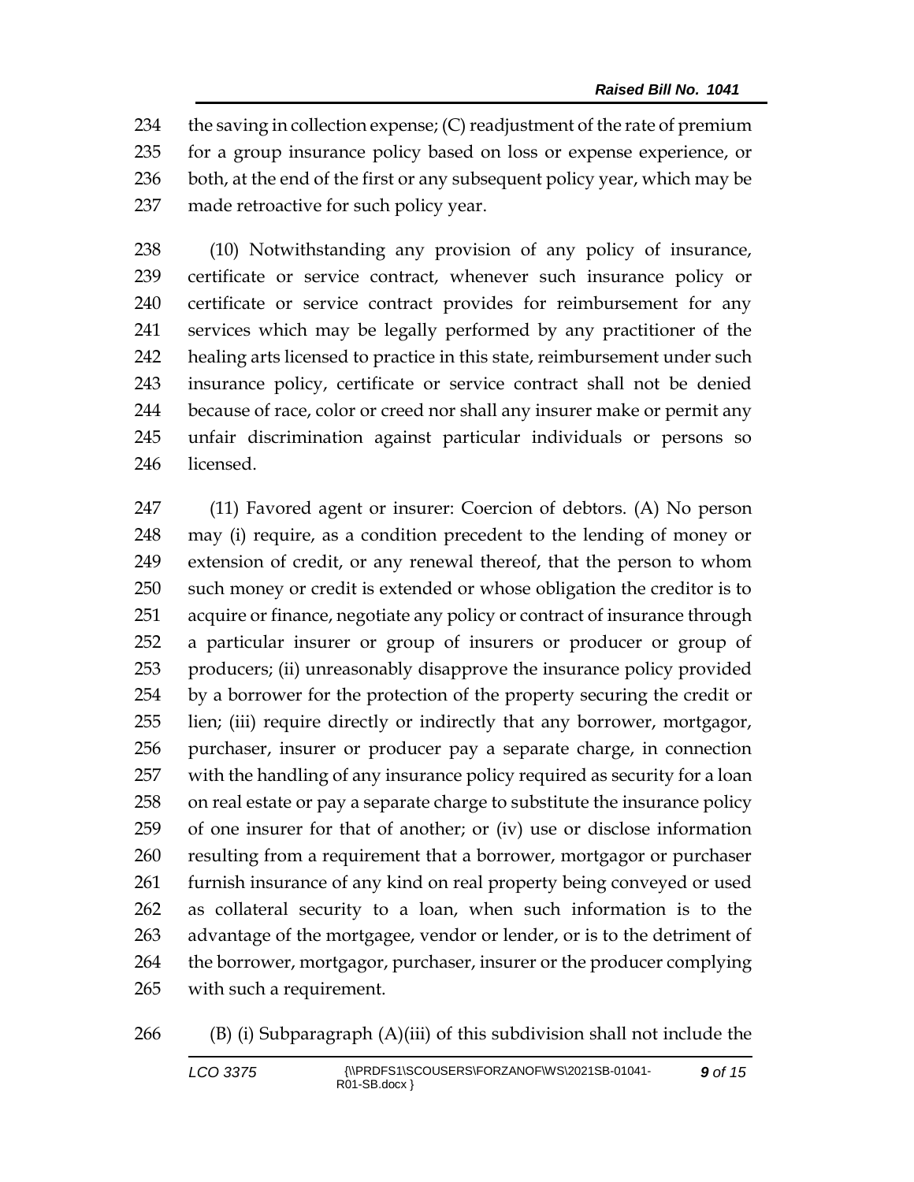the saving in collection expense; (C) readjustment of the rate of premium for a group insurance policy based on loss or expense experience, or both, at the end of the first or any subsequent policy year, which may be made retroactive for such policy year.

(10) Notwithstanding any provision of any policy of insurance, certificate or service contract, whenever such insurance policy or certificate or service contract provides for reimbursement for any services which may be legally performed by any practitioner of the healing arts licensed to practice in this state, reimbursement under such insurance policy, certificate or service contract shall not be denied because of race, color or creed nor shall any insurer make or permit any unfair discrimination against particular individuals or persons so licensed.

(11) Favored agent or insurer: Coercion of debtors. (A) No person may (i) require, as a condition precedent to the lending of money or extension of credit, or any renewal thereof, that the person to whom such money or credit is extended or whose obligation the creditor is to acquire or finance, negotiate any policy or contract of insurance through a particular insurer or group of insurers or producer or group of producers; (ii) unreasonably disapprove the insurance policy provided by a borrower for the protection of the property securing the credit or lien; (iii) require directly or indirectly that any borrower, mortgagor, purchaser, insurer or producer pay a separate charge, in connection with the handling of any insurance policy required as security for a loan on real estate or pay a separate charge to substitute the insurance policy of one insurer for that of another; or (iv) use or disclose information resulting from a requirement that a borrower, mortgagor or purchaser furnish insurance of any kind on real property being conveyed or used as collateral security to a loan, when such information is to the advantage of the mortgagee, vendor or lender, or is to the detriment of the borrower, mortgagor, purchaser, insurer or the producer complying with such a requirement.

(B) (i) Subparagraph (A)(iii) of this subdivision shall not include the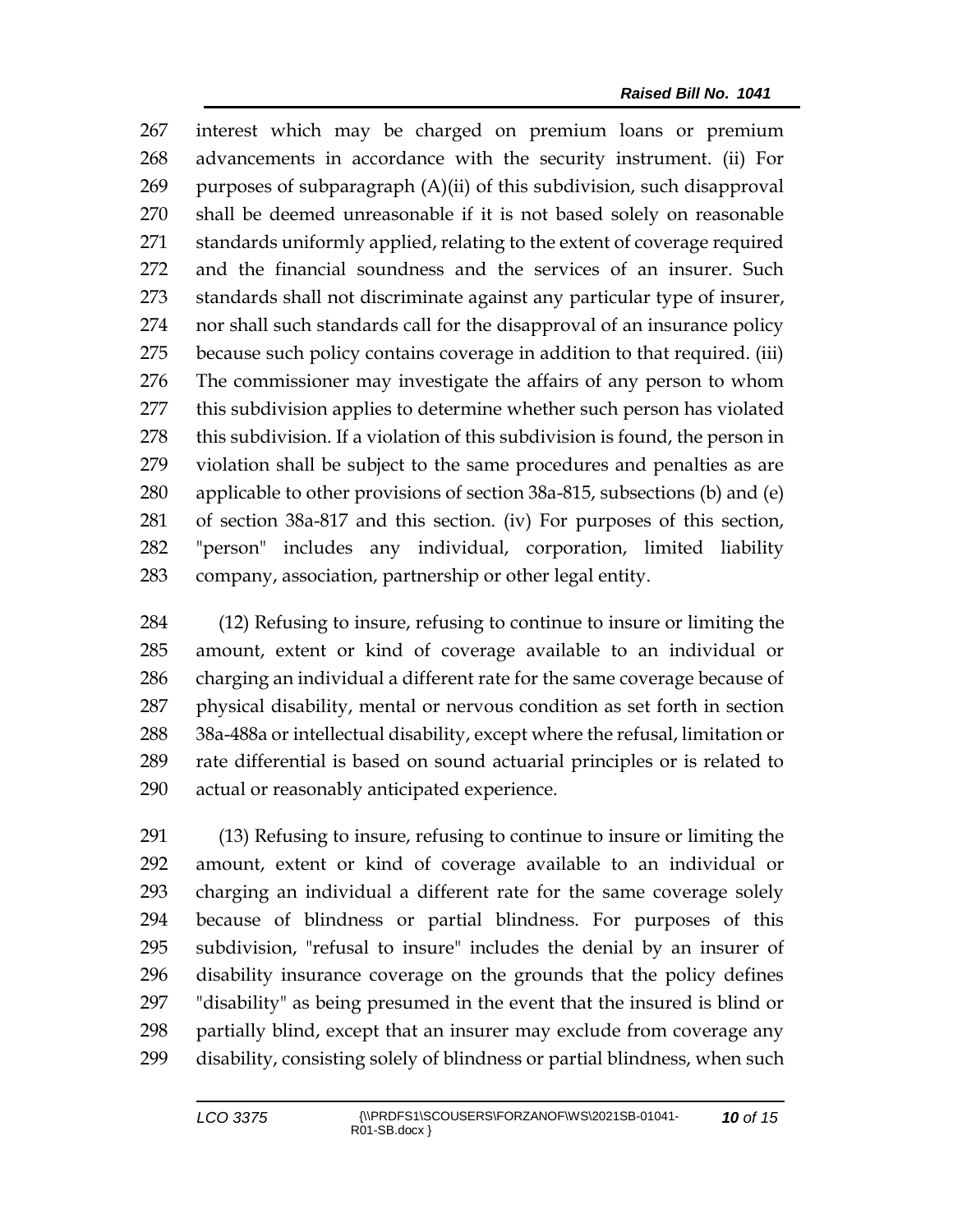interest which may be charged on premium loans or premium advancements in accordance with the security instrument. (ii) For purposes of subparagraph (A)(ii) of this subdivision, such disapproval shall be deemed unreasonable if it is not based solely on reasonable standards uniformly applied, relating to the extent of coverage required and the financial soundness and the services of an insurer. Such standards shall not discriminate against any particular type of insurer, nor shall such standards call for the disapproval of an insurance policy because such policy contains coverage in addition to that required. (iii) The commissioner may investigate the affairs of any person to whom this subdivision applies to determine whether such person has violated this subdivision. If a violation of this subdivision is found, the person in violation shall be subject to the same procedures and penalties as are applicable to other provisions of section 38a-815, subsections (b) and (e) of section 38a-817 and this section. (iv) For purposes of this section, "person" includes any individual, corporation, limited liability company, association, partnership or other legal entity.

(12) Refusing to insure, refusing to continue to insure or limiting the amount, extent or kind of coverage available to an individual or charging an individual a different rate for the same coverage because of physical disability, mental or nervous condition as set forth in section 38a-488a or intellectual disability, except where the refusal, limitation or rate differential is based on sound actuarial principles or is related to actual or reasonably anticipated experience.

(13) Refusing to insure, refusing to continue to insure or limiting the amount, extent or kind of coverage available to an individual or charging an individual a different rate for the same coverage solely because of blindness or partial blindness. For purposes of this subdivision, "refusal to insure" includes the denial by an insurer of disability insurance coverage on the grounds that the policy defines "disability" as being presumed in the event that the insured is blind or partially blind, except that an insurer may exclude from coverage any disability, consisting solely of blindness or partial blindness, when such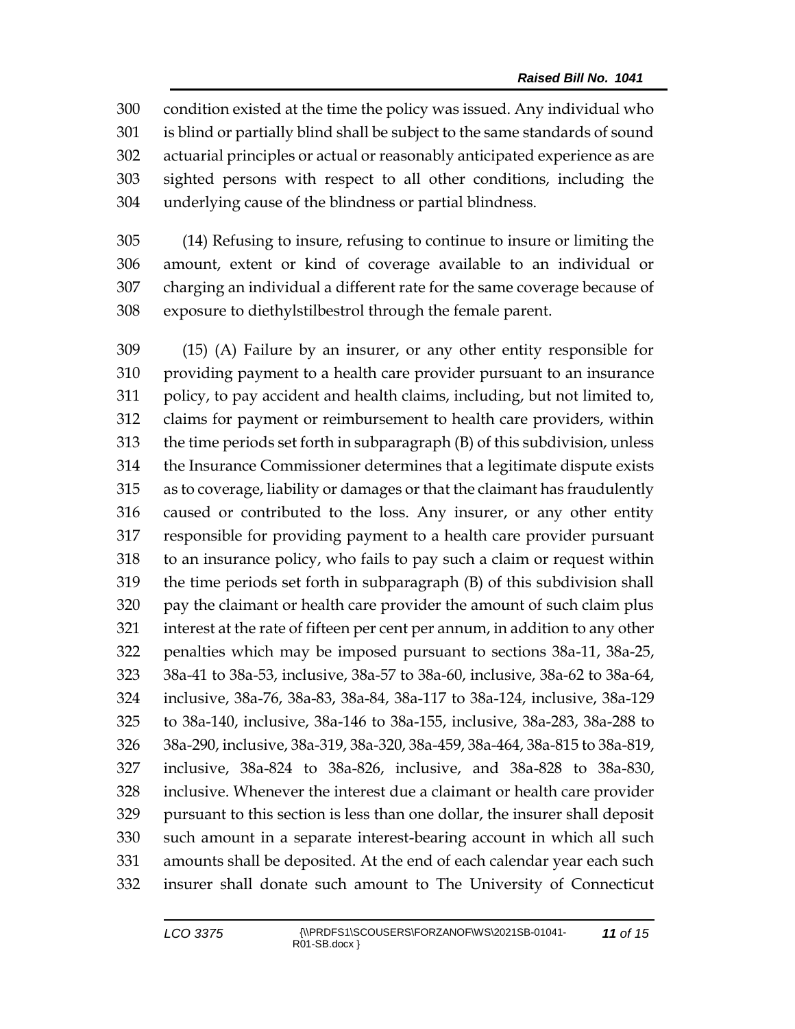condition existed at the time the policy was issued. Any individual who is blind or partially blind shall be subject to the same standards of sound actuarial principles or actual or reasonably anticipated experience as are sighted persons with respect to all other conditions, including the underlying cause of the blindness or partial blindness.

(14) Refusing to insure, refusing to continue to insure or limiting the amount, extent or kind of coverage available to an individual or charging an individual a different rate for the same coverage because of exposure to diethylstilbestrol through the female parent.

(15) (A) Failure by an insurer, or any other entity responsible for providing payment to a health care provider pursuant to an insurance policy, to pay accident and health claims, including, but not limited to, claims for payment or reimbursement to health care providers, within the time periods set forth in subparagraph (B) of this subdivision, unless the Insurance Commissioner determines that a legitimate dispute exists as to coverage, liability or damages or that the claimant has fraudulently caused or contributed to the loss. Any insurer, or any other entity responsible for providing payment to a health care provider pursuant to an insurance policy, who fails to pay such a claim or request within the time periods set forth in subparagraph (B) of this subdivision shall pay the claimant or health care provider the amount of such claim plus interest at the rate of fifteen per cent per annum, in addition to any other penalties which may be imposed pursuant to sections 38a-11, 38a-25, 38a-41 to 38a-53, inclusive, 38a-57 to 38a-60, inclusive, 38a-62 to 38a-64, inclusive, 38a-76, 38a-83, 38a-84, 38a-117 to 38a-124, inclusive, 38a-129 to 38a-140, inclusive, 38a-146 to 38a-155, inclusive, 38a-283, 38a-288 to 38a-290, inclusive, 38a-319, 38a-320, 38a-459, 38a-464, 38a-815 to 38a-819, inclusive, 38a-824 to 38a-826, inclusive, and 38a-828 to 38a-830, inclusive. Whenever the interest due a claimant or health care provider pursuant to this section is less than one dollar, the insurer shall deposit such amount in a separate interest-bearing account in which all such amounts shall be deposited. At the end of each calendar year each such insurer shall donate such amount to The University of Connecticut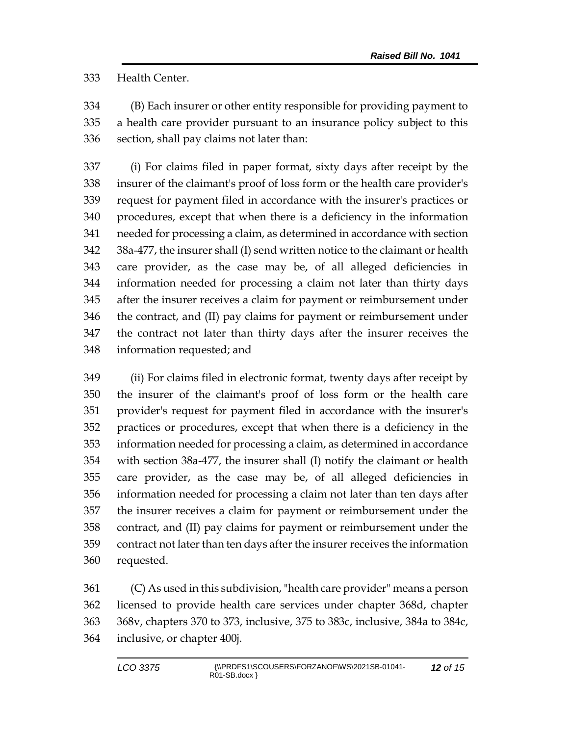Health Center.

(B) Each insurer or other entity responsible for providing payment to a health care provider pursuant to an insurance policy subject to this section, shall pay claims not later than:

(i) For claims filed in paper format, sixty days after receipt by the insurer of the claimant's proof of loss form or the health care provider's request for payment filed in accordance with the insurer's practices or procedures, except that when there is a deficiency in the information needed for processing a claim, as determined in accordance with section 38a-477, the insurer shall (I) send written notice to the claimant or health care provider, as the case may be, of all alleged deficiencies in information needed for processing a claim not later than thirty days after the insurer receives a claim for payment or reimbursement under the contract, and (II) pay claims for payment or reimbursement under the contract not later than thirty days after the insurer receives the information requested; and

(ii) For claims filed in electronic format, twenty days after receipt by the insurer of the claimant's proof of loss form or the health care provider's request for payment filed in accordance with the insurer's practices or procedures, except that when there is a deficiency in the information needed for processing a claim, as determined in accordance with section 38a-477, the insurer shall (I) notify the claimant or health care provider, as the case may be, of all alleged deficiencies in information needed for processing a claim not later than ten days after the insurer receives a claim for payment or reimbursement under the contract, and (II) pay claims for payment or reimbursement under the contract not later than ten days after the insurer receives the information requested.

(C) As used in this subdivision, "health care provider" means a person licensed to provide health care services under chapter 368d, chapter 368v, chapters 370 to 373, inclusive, 375 to 383c, inclusive, 384a to 384c, inclusive, or chapter 400j.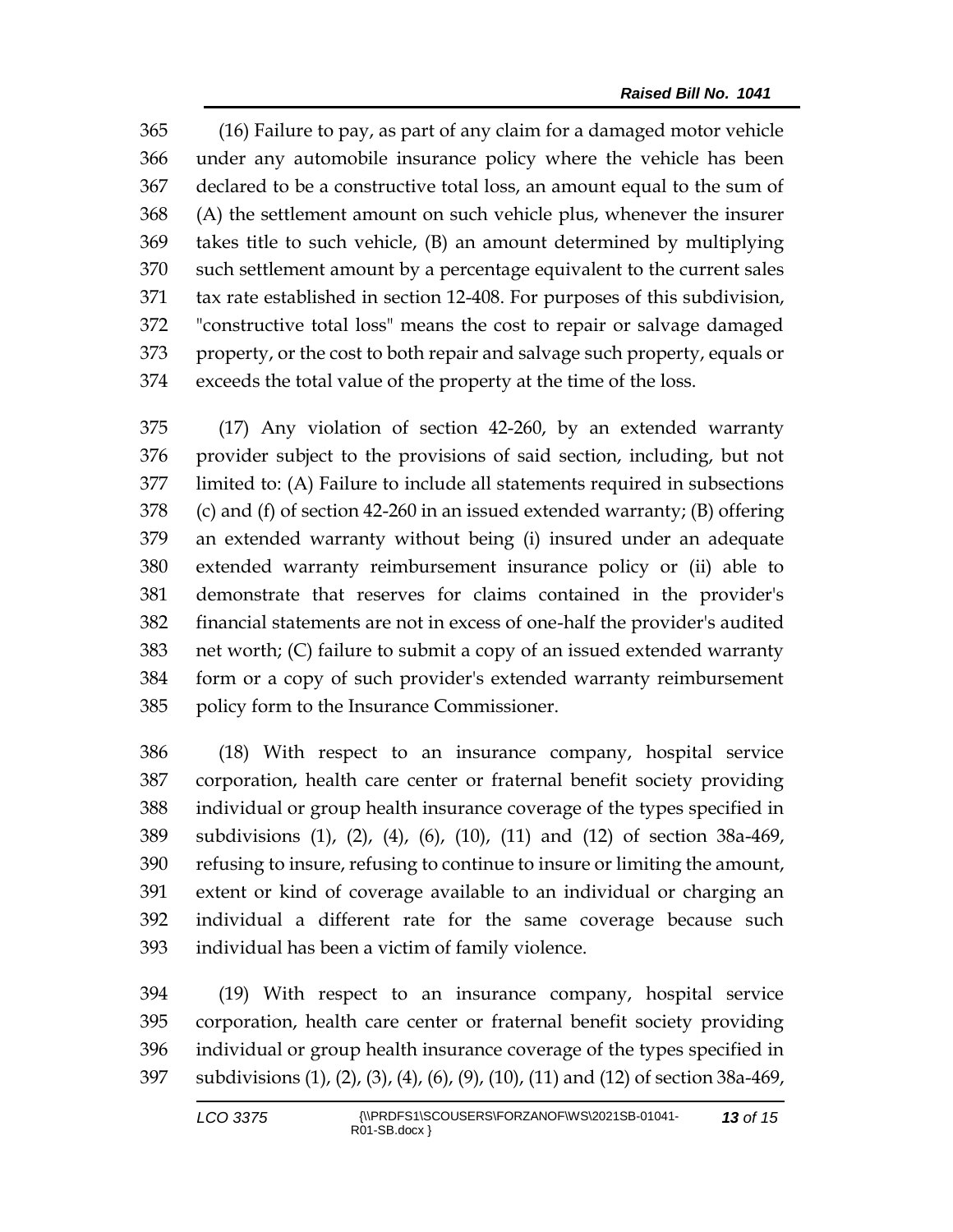(16) Failure to pay, as part of any claim for a damaged motor vehicle under any automobile insurance policy where the vehicle has been declared to be a constructive total loss, an amount equal to the sum of (A) the settlement amount on such vehicle plus, whenever the insurer takes title to such vehicle, (B) an amount determined by multiplying such settlement amount by a percentage equivalent to the current sales tax rate established in section 12-408. For purposes of this subdivision, "constructive total loss" means the cost to repair or salvage damaged property, or the cost to both repair and salvage such property, equals or exceeds the total value of the property at the time of the loss.

(17) Any violation of section 42-260, by an extended warranty provider subject to the provisions of said section, including, but not limited to: (A) Failure to include all statements required in subsections (c) and (f) of section 42-260 in an issued extended warranty; (B) offering an extended warranty without being (i) insured under an adequate extended warranty reimbursement insurance policy or (ii) able to demonstrate that reserves for claims contained in the provider's financial statements are not in excess of one-half the provider's audited net worth; (C) failure to submit a copy of an issued extended warranty form or a copy of such provider's extended warranty reimbursement policy form to the Insurance Commissioner.

(18) With respect to an insurance company, hospital service corporation, health care center or fraternal benefit society providing individual or group health insurance coverage of the types specified in subdivisions (1), (2), (4), (6), (10), (11) and (12) of section 38a-469, refusing to insure, refusing to continue to insure or limiting the amount, extent or kind of coverage available to an individual or charging an individual a different rate for the same coverage because such individual has been a victim of family violence.

(19) With respect to an insurance company, hospital service corporation, health care center or fraternal benefit society providing individual or group health insurance coverage of the types specified in subdivisions (1), (2), (3), (4), (6), (9), (10), (11) and (12) of section 38a-469,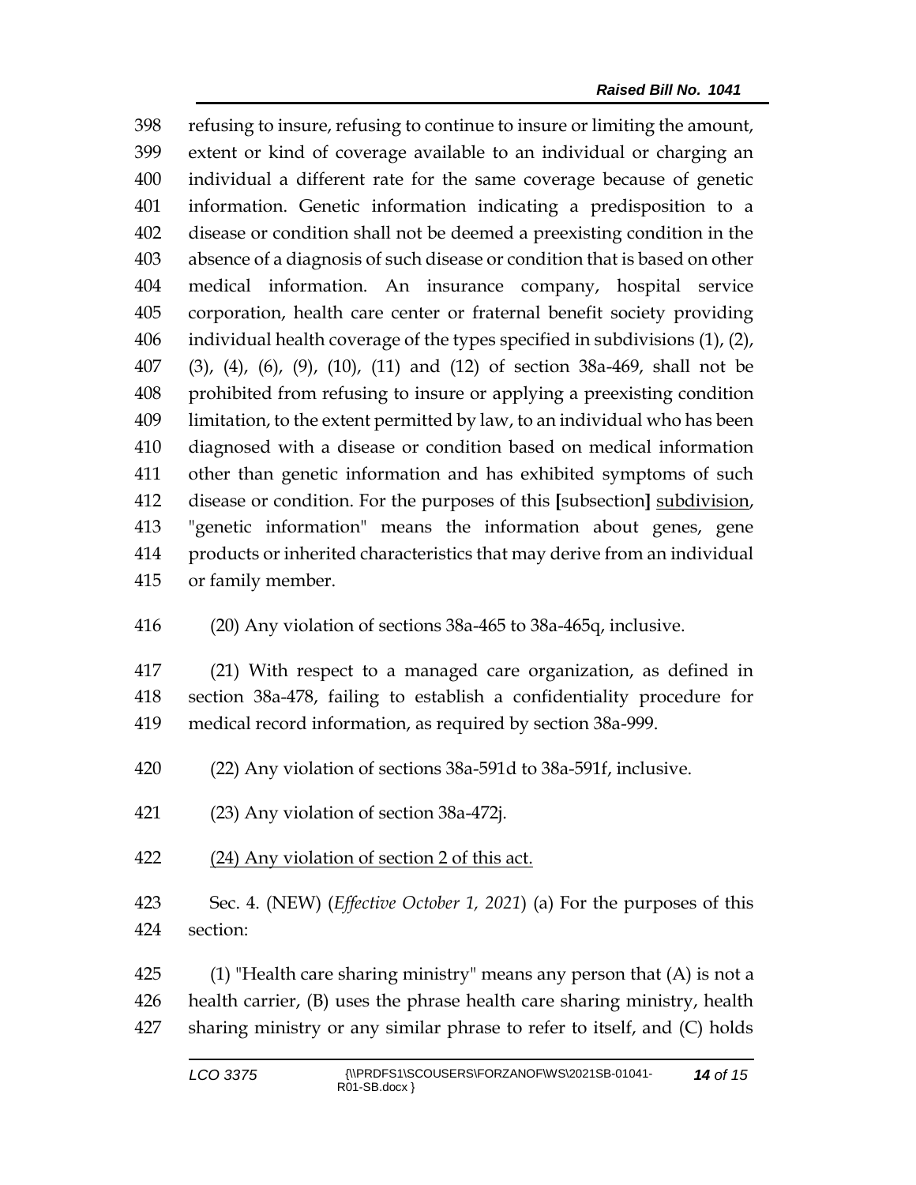398 refusing to insure, refusing to continue to insure or limiting the amount,
399 extent or kind of coverage available to an individual or charging an
400 individual a different rate for the same coverage because of genetic
401 information. Genetic information indicating a predisposition to a
402 disease or condition shall not be deemed a preexisting condition in the
403 absence of a diagnosis of such disease or condition that is based on other
404 medical information. An insurance company, hospital service
405 corporation, health care center or fraternal benefit society providing
406 individual health coverage of the types specified in subdivisions (1), (2),
407 (3), (4), (6), (9), (10), (11) and (12) of section 38a-469, shall not be
408 prohibited from refusing to insure or applying a preexisting condition
409 limitation, to the extent permitted by law, to an individual who has been
410 diagnosed with a disease or condition based on medical information
411 other than genetic information and has exhibited symptoms of such
412 disease or condition. For the purposes of this **[**subsection**]** <u>subdivision</u>,
413 "genetic information" means the information about genes, gene
414 products or inherited characteristics that may derive from an individual
415 or family member.

416 (20) Any violation of sections 38a-465 to 38a-465q, inclusive.

417 (21) With respect to a managed care organization, as defined in
418 section 38a-478, failing to establish a confidentiality procedure for
419 medical record information, as required by section 38a-999.

420 (22) Any violation of sections 38a-591d to 38a-591f, inclusive.

421 (23) Any violation of section 38a-472j.

422 <u>(24) Any violation of section 2 of this act.</u>

423 Sec. 4. (NEW) (*Effective October 1, 2021*) (a) For the purposes of this
424 section:

425 (1) "Health care sharing ministry" means any person that (A) is not a
426 health carrier, (B) uses the phrase health care sharing ministry, health
427 sharing ministry or any similar phrase to refer to itself, and (C) holds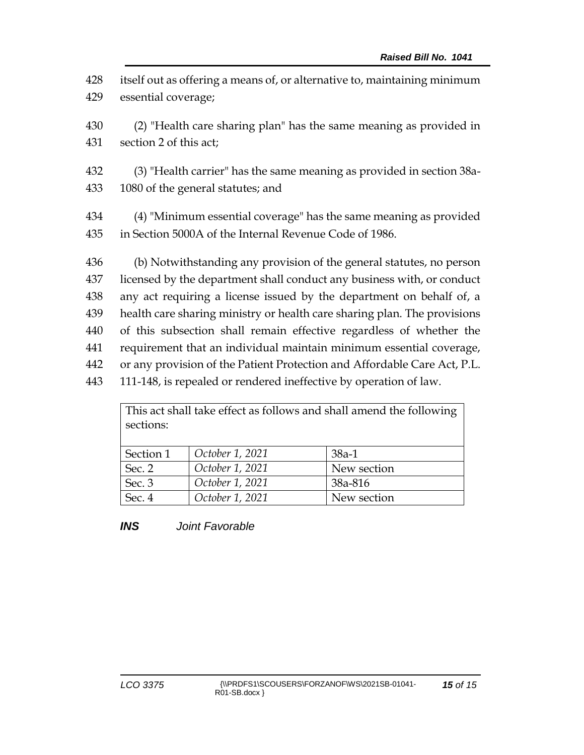428 itself out as offering a means of, or alternative to, maintaining minimum
429 essential coverage;

430 (2) "Health care sharing plan" has the same meaning as provided in
431 section 2 of this act;

432 (3) "Health carrier" has the same meaning as provided in section 38a-
433 1080 of the general statutes; and

434 (4) "Minimum essential coverage" has the same meaning as provided
435 in Section 5000A of the Internal Revenue Code of 1986.

436 (b) Notwithstanding any provision of the general statutes, no person
437 licensed by the department shall conduct any business with, or conduct
438 any act requiring a license issued by the department on behalf of, a
439 health care sharing ministry or health care sharing plan. The provisions
440 of this subsection shall remain effective regardless of whether the
441 requirement that an individual maintain minimum essential coverage,
442 or any provision of the Patient Protection and Affordable Care Act, P.L.
443 111-148, is repealed or rendered ineffective by operation of law.

| This act shall take effect as follows and shall amend the following sections: | | |
|---|---|---|
| Section 1 | *October 1, 2021* | 38a-1 |
| Sec. 2 | *October 1, 2021* | New section |
| Sec. 3 | *October 1, 2021* | 38a-816 |
| Sec. 4 | *October 1, 2021* | New section |

***INS*** *Joint Favorable*